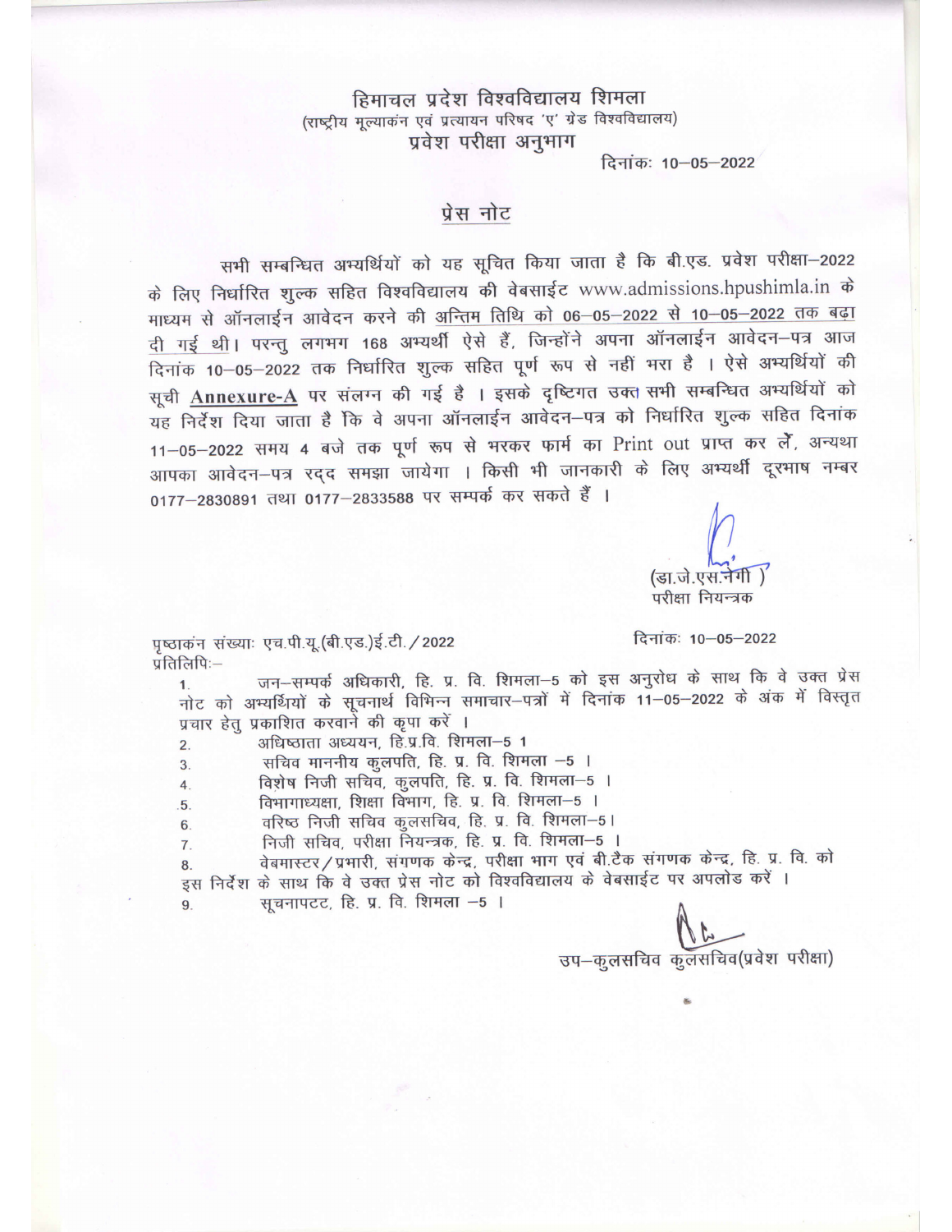# हिमाचल प्रदेश विश्वविद्यालय शिमला

(राष्ट्रीय मूल्यांकन एवं प्रत्यायन परिषद 'ए' ग्रेड विश्वविद्यालय)

## प्रवेश परीक्षा अनुभाग

दिनांकः 10–05–2022

## प्रेस नोट

सभी सम्बन्धित अभ्यर्थियों को यह सूचित किया जाता है कि बी.एड. प्रवेश परीक्षा–2022 के लिए निर्धारित शुल्क सहित विश्वविद्यालय की वेबसाईट www.admissions.hpushimla.in के माध्यम से ऑनलाईन आवेदन करने की अन्तिम तिथि को 06–05–2022 से 10–05–2022 तक बढ़ा दी गई थी। परन्तु लगभग 168 अभ्यर्थी ऐसे हैं, जिन्होंने अपना ऑनलाईन आवेदन–पत्र आज दिनांक 10–05–2022 तक निर्धारित शुल्क सहित पूर्ण रूप से नहीं भरा है । ऐसे अभ्यर्थियों की सूची **Annexure-A** पर संलग्न की गई है । इसके दृष्टिगत उक्त सभी सम्बन्धित अभ्यर्थियों को यह निर्देश दिया जाता है कि वे अपना ऑनलाईन आवेदन–पत्र को निर्धारित शुल्क सहित दिनांक 11–05–2022 समय 4 बजे तक पूर्ण रूप से भरकर फार्म का Print out प्राप्त कर लें, अन्यथा आपका आवेदन–पत्र रद्द समझा जायेगा । किसी भी जानकारी के लिए अभ्यर्थी दूरभाष नम्बर 0177–2830891 तथा 0177–2833588 पर सम्पर्क कर सकते हैं ।

(डा.जे.एस.नेगी )
परीक्षा नियन्त्रक

पृष्ठांकन संख्याः एच.पी.यू.(बी.एड.)ई.टी./2022

दिनांकः 10–05–2022

प्रतिलिपिः–

1. जन–सम्पर्क अधिकारी, हि. प्र. वि. शिमला–5 को इस अनुरोध के साथ कि वे उक्त प्रेस नोट को अभ्यर्थियों के सूचनार्थ विभिन्न समाचार–पत्रों में दिनांक 11–05–2022 के अंक में विस्तृत प्रचार हेतु प्रकाशित करवाने की कृपा करें ।
2. अधिष्ठाता अध्ययन, हि.प्र.वि. शिमला–5 ।
3. सचिव माननीय कुलपति, हि. प्र. वि. शिमला –5 ।
4. विशेष निजी सचिव, कुलपति, हि. प्र. वि. शिमला–5 ।
5. विभागाध्यक्षा, शिक्षा विभाग, हि. प्र. वि. शिमला–5 ।
6. वरिष्ठ निजी सचिव कुलसचिव, हि. प्र. वि. शिमला–5।
7. निजी सचिव, परीक्षा नियन्त्रक, हि. प्र. वि. शिमला–5 ।
8. वेबमास्टर/प्रभारी, संगणक केन्द्र, परीक्षा भाग एवं बी.टैक संगणक केन्द्र, हि. प्र. वि. को इस निर्देश के साथ कि वे उक्त प्रेस नोट को विश्वविद्यालय के वेबसाईट पर अपलोड करें ।
9. सूचनापटट, हि. प्र. वि. शिमला –5 ।

उप–कुलसचिव कुलसचिव(प्रवेश परीक्षा)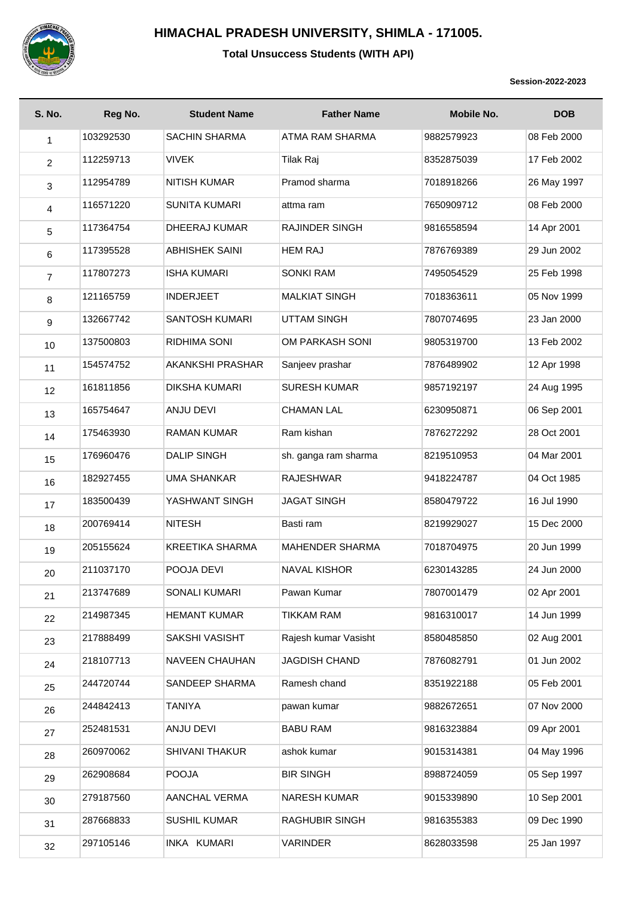# HIMACHAL PRADESH UNIVERSITY, SHIMLA - 171005.

## Total Unsuccess Students (WITH API)

**Session-2022-2023**

| S. No. | Reg No. | Student Name | Father Name | Mobile No. | DOB |
|---|---|---|---|---|---|
| 1 | 103292530 | SACHIN SHARMA | ATMA RAM SHARMA | 9882579923 | 08 Feb 2000 |
| 2 | 112259713 | VIVEK | Tilak Raj | 8352875039 | 17 Feb 2002 |
| 3 | 112954789 | NITISH KUMAR | Pramod sharma | 7018918266 | 26 May 1997 |
| 4 | 116571220 | SUNITA KUMARI | attma ram | 7650909712 | 08 Feb 2000 |
| 5 | 117364754 | DHEERAJ KUMAR | RAJINDER SINGH | 9816558594 | 14 Apr 2001 |
| 6 | 117395528 | ABHISHEK SAINI | HEM RAJ | 7876769389 | 29 Jun 2002 |
| 7 | 117807273 | ISHA KUMARI | SONKI RAM | 7495054529 | 25 Feb 1998 |
| 8 | 121165759 | INDERJEET | MALKIAT SINGH | 7018363611 | 05 Nov 1999 |
| 9 | 132667742 | SANTOSH KUMARI | UTTAM SINGH | 7807074695 | 23 Jan 2000 |
| 10 | 137500803 | RIDHIMA SONI | OM PARKASH SONI | 9805319700 | 13 Feb 2002 |
| 11 | 154574752 | AKANKSHI PRASHAR | Sanjeev prashar | 7876489902 | 12 Apr 1998 |
| 12 | 161811856 | DIKSHA KUMARI | SURESH KUMAR | 9857192197 | 24 Aug 1995 |
| 13 | 165754647 | ANJU DEVI | CHAMAN LAL | 6230950871 | 06 Sep 2001 |
| 14 | 175463930 | RAMAN KUMAR | Ram kishan | 7876272292 | 28 Oct 2001 |
| 15 | 176960476 | DALIP SINGH | sh. ganga ram sharma | 8219510953 | 04 Mar 2001 |
| 16 | 182927455 | UMA SHANKAR | RAJESHWAR | 9418224787 | 04 Oct 1985 |
| 17 | 183500439 | YASHWANT SINGH | JAGAT SINGH | 8580479722 | 16 Jul 1990 |
| 18 | 200769414 | NITESH | Basti ram | 8219929027 | 15 Dec 2000 |
| 19 | 205155624 | KREETIKA SHARMA | MAHENDER SHARMA | 7018704975 | 20 Jun 1999 |
| 20 | 211037170 | POOJA DEVI | NAVAL KISHOR | 6230143285 | 24 Jun 2000 |
| 21 | 213747689 | SONALI KUMARI | Pawan Kumar | 7807001479 | 02 Apr 2001 |
| 22 | 214987345 | HEMANT KUMAR | TIKKAM RAM | 9816310017 | 14 Jun 1999 |
| 23 | 217888499 | SAKSHI VASISHT | Rajesh kumar Vasisht | 8580485850 | 02 Aug 2001 |
| 24 | 218107713 | NAVEEN CHAUHAN | JAGDISH CHAND | 7876082791 | 01 Jun 2002 |
| 25 | 244720744 | SANDEEP SHARMA | Ramesh chand | 8351922188 | 05 Feb 2001 |
| 26 | 244842413 | TANIYA | pawan kumar | 9882672651 | 07 Nov 2000 |
| 27 | 252481531 | ANJU DEVI | BABU RAM | 9816323884 | 09 Apr 2001 |
| 28 | 260970062 | SHIVANI THAKUR | ashok kumar | 9015314381 | 04 May 1996 |
| 29 | 262908684 | POOJA | BIR SINGH | 8988724059 | 05 Sep 1997 |
| 30 | 279187560 | AANCHAL VERMA | NARESH KUMAR | 9015339890 | 10 Sep 2001 |
| 31 | 287668833 | SUSHIL KUMAR | RAGHUBIR SINGH | 9816355383 | 09 Dec 1990 |
| 32 | 297105146 | INKA KUMARI | VARINDER | 8628033598 | 25 Jan 1997 |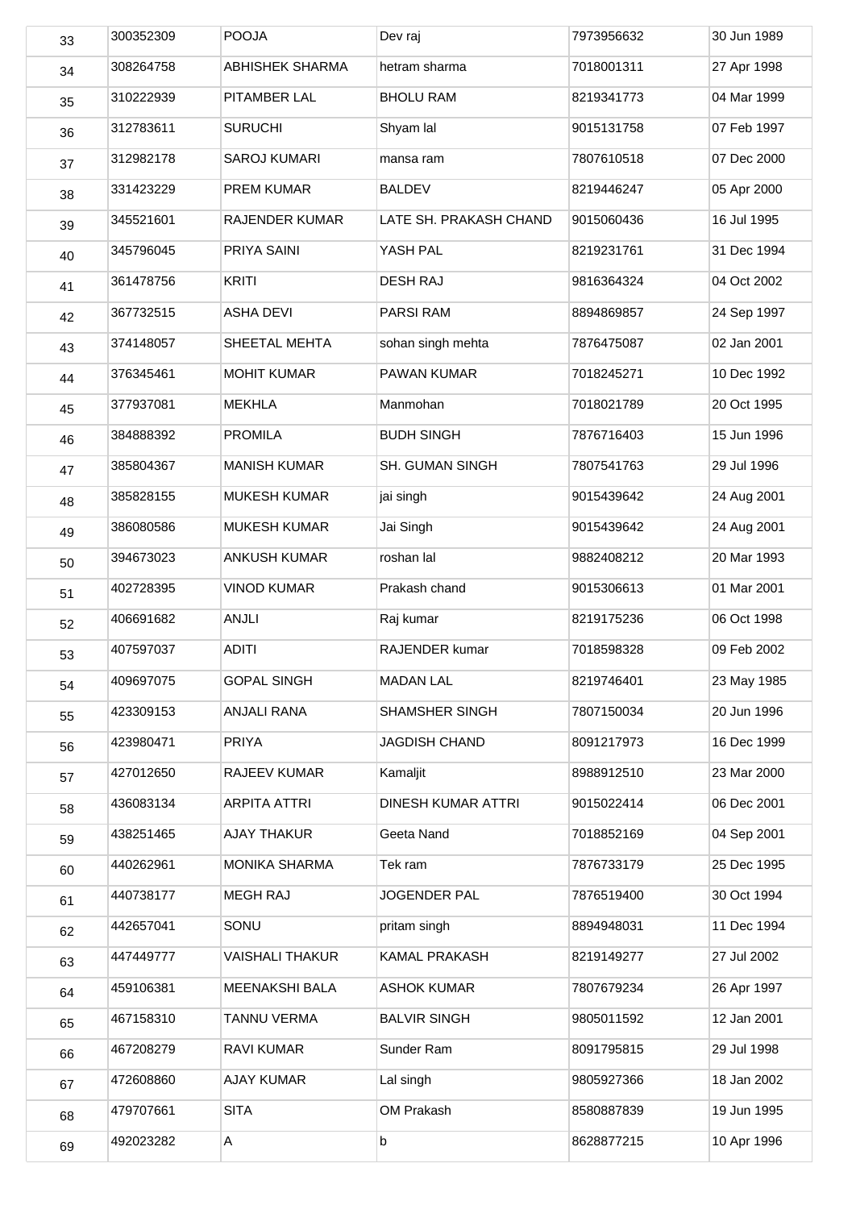| 33 | 300352309 | POOJA | Dev raj | 7973956632 | 30 Jun 1989 |
|---|---|---|---|---|---|
| 34 | 308264758 | ABHISHEK SHARMA | hetram sharma | 7018001311 | 27 Apr 1998 |
| 35 | 310222939 | PITAMBER LAL | BHOLU RAM | 8219341773 | 04 Mar 1999 |
| 36 | 312783611 | SURUCHI | Shyam lal | 9015131758 | 07 Feb 1997 |
| 37 | 312982178 | SAROJ KUMARI | mansa ram | 7807610518 | 07 Dec 2000 |
| 38 | 331423229 | PREM KUMAR | BALDEV | 8219446247 | 05 Apr 2000 |
| 39 | 345521601 | RAJENDER KUMAR | LATE SH. PRAKASH CHAND | 9015060436 | 16 Jul 1995 |
| 40 | 345796045 | PRIYA SAINI | YASH PAL | 8219231761 | 31 Dec 1994 |
| 41 | 361478756 | KRITI | DESH RAJ | 9816364324 | 04 Oct 2002 |
| 42 | 367732515 | ASHA DEVI | PARSI RAM | 8894869857 | 24 Sep 1997 |
| 43 | 374148057 | SHEETAL MEHTA | sohan singh mehta | 7876475087 | 02 Jan 2001 |
| 44 | 376345461 | MOHIT KUMAR | PAWAN KUMAR | 7018245271 | 10 Dec 1992 |
| 45 | 377937081 | MEKHLA | Manmohan | 7018021789 | 20 Oct 1995 |
| 46 | 384888392 | PROMILA | BUDH SINGH | 7876716403 | 15 Jun 1996 |
| 47 | 385804367 | MANISH KUMAR | SH. GUMAN SINGH | 7807541763 | 29 Jul 1996 |
| 48 | 385828155 | MUKESH KUMAR | jai singh | 9015439642 | 24 Aug 2001 |
| 49 | 386080586 | MUKESH KUMAR | Jai Singh | 9015439642 | 24 Aug 2001 |
| 50 | 394673023 | ANKUSH KUMAR | roshan lal | 9882408212 | 20 Mar 1993 |
| 51 | 402728395 | VINOD KUMAR | Prakash chand | 9015306613 | 01 Mar 2001 |
| 52 | 406691682 | ANJLI | Raj kumar | 8219175236 | 06 Oct 1998 |
| 53 | 407597037 | ADITI | RAJENDER kumar | 7018598328 | 09 Feb 2002 |
| 54 | 409697075 | GOPAL SINGH | MADAN LAL | 8219746401 | 23 May 1985 |
| 55 | 423309153 | ANJALI RANA | SHAMSHER SINGH | 7807150034 | 20 Jun 1996 |
| 56 | 423980471 | PRIYA | JAGDISH CHAND | 8091217973 | 16 Dec 1999 |
| 57 | 427012650 | RAJEEV KUMAR | Kamaljit | 8988912510 | 23 Mar 2000 |
| 58 | 436083134 | ARPITA ATTRI | DINESH KUMAR ATTRI | 9015022414 | 06 Dec 2001 |
| 59 | 438251465 | AJAY THAKUR | Geeta Nand | 7018852169 | 04 Sep 2001 |
| 60 | 440262961 | MONIKA SHARMA | Tek ram | 7876733179 | 25 Dec 1995 |
| 61 | 440738177 | MEGH RAJ | JOGENDER PAL | 7876519400 | 30 Oct 1994 |
| 62 | 442657041 | SONU | pritam singh | 8894948031 | 11 Dec 1994 |
| 63 | 447449777 | VAISHALI THAKUR | KAMAL PRAKASH | 8219149277 | 27 Jul 2002 |
| 64 | 459106381 | MEENAKSHI BALA | ASHOK KUMAR | 7807679234 | 26 Apr 1997 |
| 65 | 467158310 | TANNU VERMA | BALVIR SINGH | 9805011592 | 12 Jan 2001 |
| 66 | 467208279 | RAVI KUMAR | Sunder Ram | 8091795815 | 29 Jul 1998 |
| 67 | 472608860 | AJAY KUMAR | Lal singh | 9805927366 | 18 Jan 2002 |
| 68 | 479707661 | SITA | OM Prakash | 8580887839 | 19 Jun 1995 |
| 69 | 492023282 | A | b | 8628877215 | 10 Apr 1996 |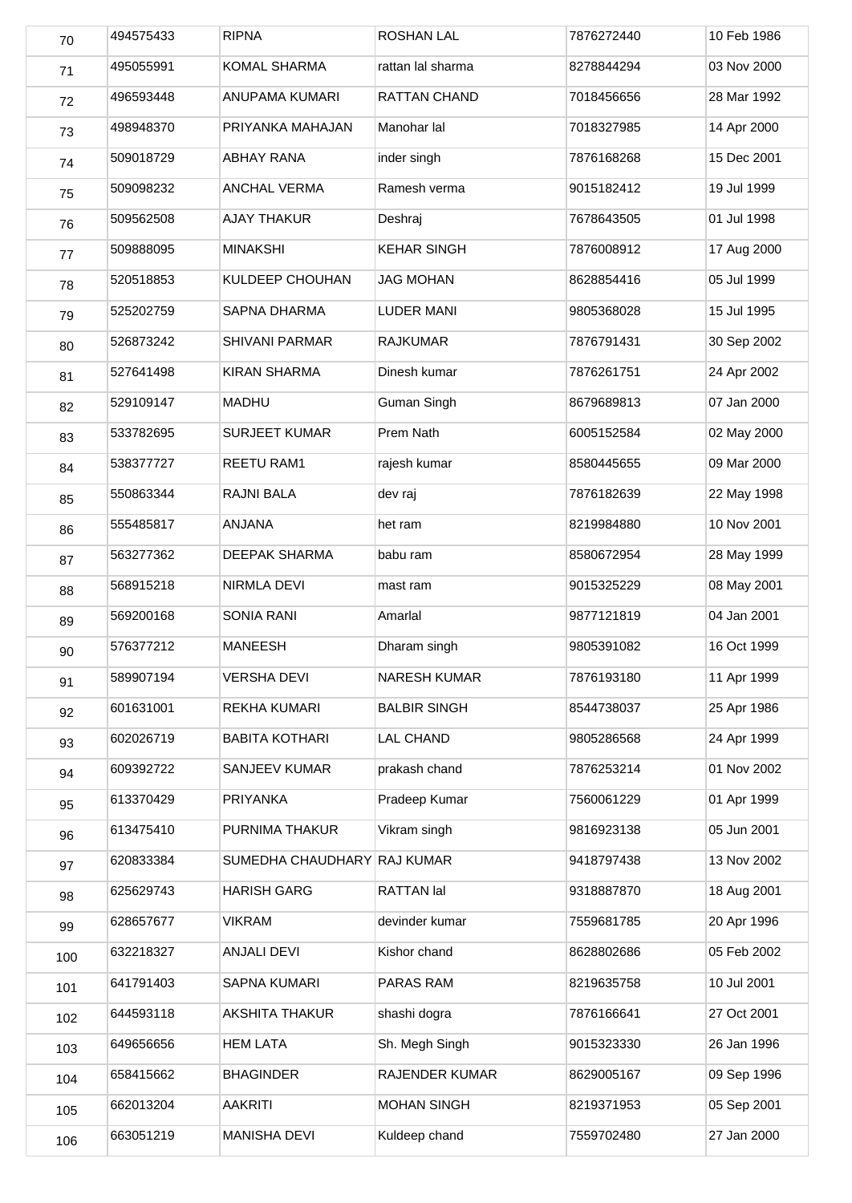| 70 | 494575433 | RIPNA | ROSHAN LAL | 7876272440 | 10 Feb 1986 |
|---|---|---|---|---|---|
| 71 | 495055991 | KOMAL SHARMA | rattan lal sharma | 8278844294 | 03 Nov 2000 |
| 72 | 496593448 | ANUPAMA KUMARI | RATTAN CHAND | 7018456656 | 28 Mar 1992 |
| 73 | 498948370 | PRIYANKA MAHAJAN | Manohar lal | 7018327985 | 14 Apr 2000 |
| 74 | 509018729 | ABHAY RANA | inder singh | 7876168268 | 15 Dec 2001 |
| 75 | 509098232 | ANCHAL VERMA | Ramesh verma | 9015182412 | 19 Jul 1999 |
| 76 | 509562508 | AJAY THAKUR | Deshraj | 7678643505 | 01 Jul 1998 |
| 77 | 509888095 | MINAKSHI | KEHAR SINGH | 7876008912 | 17 Aug 2000 |
| 78 | 520518853 | KULDEEP CHOUHAN | JAG MOHAN | 8628854416 | 05 Jul 1999 |
| 79 | 525202759 | SAPNA DHARMA | LUDER MANI | 9805368028 | 15 Jul 1995 |
| 80 | 526873242 | SHIVANI PARMAR | RAJKUMAR | 7876791431 | 30 Sep 2002 |
| 81 | 527641498 | KIRAN SHARMA | Dinesh kumar | 7876261751 | 24 Apr 2002 |
| 82 | 529109147 | MADHU | Guman Singh | 8679689813 | 07 Jan 2000 |
| 83 | 533782695 | SURJEET KUMAR | Prem Nath | 6005152584 | 02 May 2000 |
| 84 | 538377727 | REETU RAM1 | rajesh kumar | 8580445655 | 09 Mar 2000 |
| 85 | 550863344 | RAJNI BALA | dev raj | 7876182639 | 22 May 1998 |
| 86 | 555485817 | ANJANA | het ram | 8219984880 | 10 Nov 2001 |
| 87 | 563277362 | DEEPAK SHARMA | babu ram | 8580672954 | 28 May 1999 |
| 88 | 568915218 | NIRMLA DEVI | mast ram | 9015325229 | 08 May 2001 |
| 89 | 569200168 | SONIA RANI | Amarlal | 9877121819 | 04 Jan 2001 |
| 90 | 576377212 | MANEESH | Dharam singh | 9805391082 | 16 Oct 1999 |
| 91 | 589907194 | VERSHA DEVI | NARESH KUMAR | 7876193180 | 11 Apr 1999 |
| 92 | 601631001 | REKHA KUMARI | BALBIR SINGH | 8544738037 | 25 Apr 1986 |
| 93 | 602026719 | BABITA KOTHARI | LAL CHAND | 9805286568 | 24 Apr 1999 |
| 94 | 609392722 | SANJEEV KUMAR | prakash chand | 7876253214 | 01 Nov 2002 |
| 95 | 613370429 | PRIYANKA | Pradeep Kumar | 7560061229 | 01 Apr 1999 |
| 96 | 613475410 | PURNIMA THAKUR | Vikram singh | 9816923138 | 05 Jun 2001 |
| 97 | 620833384 | SUMEDHA CHAUDHARY | RAJ KUMAR | 9418797438 | 13 Nov 2002 |
| 98 | 625629743 | HARISH GARG | RATTAN lal | 9318887870 | 18 Aug 2001 |
| 99 | 628657677 | VIKRAM | devinder kumar | 7559681785 | 20 Apr 1996 |
| 100 | 632218327 | ANJALI DEVI | Kishor chand | 8628802686 | 05 Feb 2002 |
| 101 | 641791403 | SAPNA KUMARI | PARAS RAM | 8219635758 | 10 Jul 2001 |
| 102 | 644593118 | AKSHITA THAKUR | shashi dogra | 7876166641 | 27 Oct 2001 |
| 103 | 649656656 | HEM LATA | Sh. Megh Singh | 9015323330 | 26 Jan 1996 |
| 104 | 658415662 | BHAGINDER | RAJENDER KUMAR | 8629005167 | 09 Sep 1996 |
| 105 | 662013204 | AAKRITI | MOHAN SINGH | 8219371953 | 05 Sep 2001 |
| 106 | 663051219 | MANISHA DEVI | Kuldeep chand | 7559702480 | 27 Jan 2000 |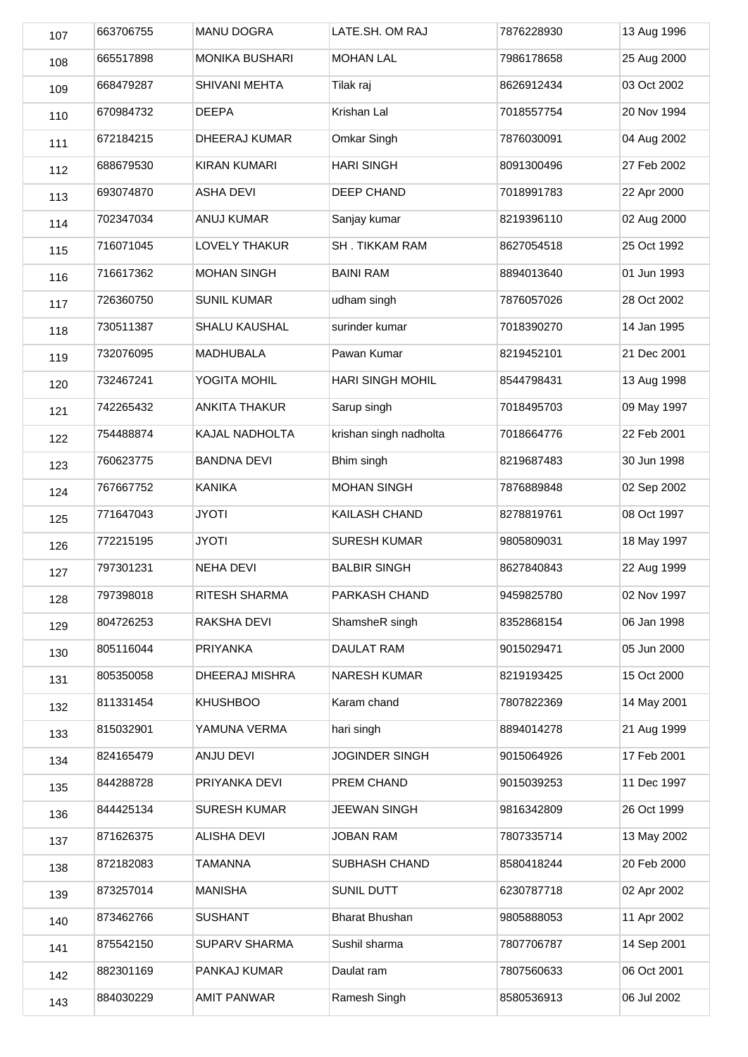| 107 | 663706755 | MANU DOGRA | LATE.SH. OM RAJ | 7876228930 | 13 Aug 1996 |
|---|---|---|---|---|---|
| 108 | 665517898 | MONIKA BUSHARI | MOHAN LAL | 7986178658 | 25 Aug 2000 |
| 109 | 668479287 | SHIVANI MEHTA | Tilak raj | 8626912434 | 03 Oct 2002 |
| 110 | 670984732 | DEEPA | Krishan Lal | 7018557754 | 20 Nov 1994 |
| 111 | 672184215 | DHEERAJ KUMAR | Omkar Singh | 7876030091 | 04 Aug 2002 |
| 112 | 688679530 | KIRAN KUMARI | HARI SINGH | 8091300496 | 27 Feb 2002 |
| 113 | 693074870 | ASHA DEVI | DEEP CHAND | 7018991783 | 22 Apr 2000 |
| 114 | 702347034 | ANUJ KUMAR | Sanjay kumar | 8219396110 | 02 Aug 2000 |
| 115 | 716071045 | LOVELY THAKUR | SH . TIKKAM RAM | 8627054518 | 25 Oct 1992 |
| 116 | 716617362 | MOHAN SINGH | BAINI RAM | 8894013640 | 01 Jun 1993 |
| 117 | 726360750 | SUNIL KUMAR | udham singh | 7876057026 | 28 Oct 2002 |
| 118 | 730511387 | SHALU KAUSHAL | surinder kumar | 7018390270 | 14 Jan 1995 |
| 119 | 732076095 | MADHUBALA | Pawan Kumar | 8219452101 | 21 Dec 2001 |
| 120 | 732467241 | YOGITA MOHIL | HARI SINGH MOHIL | 8544798431 | 13 Aug 1998 |
| 121 | 742265432 | ANKITA THAKUR | Sarup singh | 7018495703 | 09 May 1997 |
| 122 | 754488874 | KAJAL NADHOLTA | krishan singh nadholta | 7018664776 | 22 Feb 2001 |
| 123 | 760623775 | BANDNA DEVI | Bhim singh | 8219687483 | 30 Jun 1998 |
| 124 | 767667752 | KANIKA | MOHAN SINGH | 7876889848 | 02 Sep 2002 |
| 125 | 771647043 | JYOTI | KAILASH CHAND | 8278819761 | 08 Oct 1997 |
| 126 | 772215195 | JYOTI | SURESH KUMAR | 9805809031 | 18 May 1997 |
| 127 | 797301231 | NEHA DEVI | BALBIR SINGH | 8627840843 | 22 Aug 1999 |
| 128 | 797398018 | RITESH SHARMA | PARKASH CHAND | 9459825780 | 02 Nov 1997 |
| 129 | 804726253 | RAKSHA DEVI | ShamsheR singh | 8352868154 | 06 Jan 1998 |
| 130 | 805116044 | PRIYANKA | DAULAT RAM | 9015029471 | 05 Jun 2000 |
| 131 | 805350058 | DHEERAJ MISHRA | NARESH KUMAR | 8219193425 | 15 Oct 2000 |
| 132 | 811331454 | KHUSHBOO | Karam chand | 7807822369 | 14 May 2001 |
| 133 | 815032901 | YAMUNA VERMA | hari singh | 8894014278 | 21 Aug 1999 |
| 134 | 824165479 | ANJU DEVI | JOGINDER SINGH | 9015064926 | 17 Feb 2001 |
| 135 | 844288728 | PRIYANKA DEVI | PREM CHAND | 9015039253 | 11 Dec 1997 |
| 136 | 844425134 | SURESH KUMAR | JEEWAN SINGH | 9816342809 | 26 Oct 1999 |
| 137 | 871626375 | ALISHA DEVI | JOBAN RAM | 7807335714 | 13 May 2002 |
| 138 | 872182083 | TAMANNA | SUBHASH CHAND | 8580418244 | 20 Feb 2000 |
| 139 | 873257014 | MANISHA | SUNIL DUTT | 6230787718 | 02 Apr 2002 |
| 140 | 873462766 | SUSHANT | Bharat Bhushan | 9805888053 | 11 Apr 2002 |
| 141 | 875542150 | SUPARV SHARMA | Sushil sharma | 7807706787 | 14 Sep 2001 |
| 142 | 882301169 | PANKAJ KUMAR | Daulat ram | 7807560633 | 06 Oct 2001 |
| 143 | 884030229 | AMIT PANWAR | Ramesh Singh | 8580536913 | 06 Jul 2002 |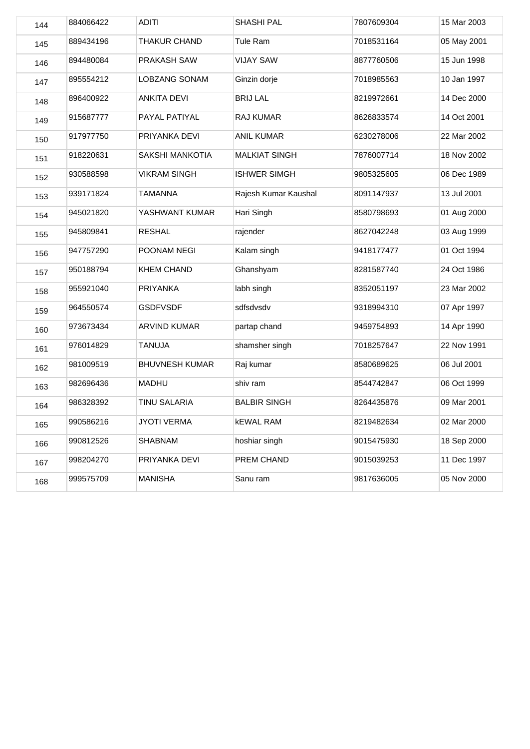| | | | | | |
|---|---|---|---|---|---|
| 144 | 884066422 | ADITI | SHASHI PAL | 7807609304 | 15 Mar 2003 |
| 145 | 889434196 | THAKUR CHAND | Tule Ram | 7018531164 | 05 May 2001 |
| 146 | 894480084 | PRAKASH SAW | VIJAY SAW | 8877760506 | 15 Jun 1998 |
| 147 | 895554212 | LOBZANG SONAM | Ginzin dorje | 7018985563 | 10 Jan 1997 |
| 148 | 896400922 | ANKITA DEVI | BRIJ LAL | 8219972661 | 14 Dec 2000 |
| 149 | 915687777 | PAYAL PATIYAL | RAJ KUMAR | 8626833574 | 14 Oct 2001 |
| 150 | 917977750 | PRIYANKA DEVI | ANIL KUMAR | 6230278006 | 22 Mar 2002 |
| 151 | 918220631 | SAKSHI MANKOTIA | MALKIAT SINGH | 7876007714 | 18 Nov 2002 |
| 152 | 930588598 | VIKRAM SINGH | ISHWER SIMGH | 9805325605 | 06 Dec 1989 |
| 153 | 939171824 | TAMANNA | Rajesh Kumar Kaushal | 8091147937 | 13 Jul 2001 |
| 154 | 945021820 | YASHWANT KUMAR | Hari Singh | 8580798693 | 01 Aug 2000 |
| 155 | 945809841 | RESHAL | rajender | 8627042248 | 03 Aug 1999 |
| 156 | 947757290 | POONAM NEGI | Kalam singh | 9418177477 | 01 Oct 1994 |
| 157 | 950188794 | KHEM CHAND | Ghanshyam | 8281587740 | 24 Oct 1986 |
| 158 | 955921040 | PRIYANKA | labh singh | 8352051197 | 23 Mar 2002 |
| 159 | 964550574 | GSDFVSDF | sdfsdvsdv | 9318994310 | 07 Apr 1997 |
| 160 | 973673434 | ARVIND KUMAR | partap chand | 9459754893 | 14 Apr 1990 |
| 161 | 976014829 | TANUJA | shamsher singh | 7018257647 | 22 Nov 1991 |
| 162 | 981009519 | BHUVNESH KUMAR | Raj kumar | 8580689625 | 06 Jul 2001 |
| 163 | 982696436 | MADHU | shiv ram | 8544742847 | 06 Oct 1999 |
| 164 | 986328392 | TINU SALARIA | BALBIR SINGH | 8264435876 | 09 Mar 2001 |
| 165 | 990586216 | JYOTI VERMA | kEWAL RAM | 8219482634 | 02 Mar 2000 |
| 166 | 990812526 | SHABNAM | hoshiar singh | 9015475930 | 18 Sep 2000 |
| 167 | 998204270 | PRIYANKA DEVI | PREM CHAND | 9015039253 | 11 Dec 1997 |
| 168 | 999575709 | MANISHA | Sanu ram | 9817636005 | 05 Nov 2000 |